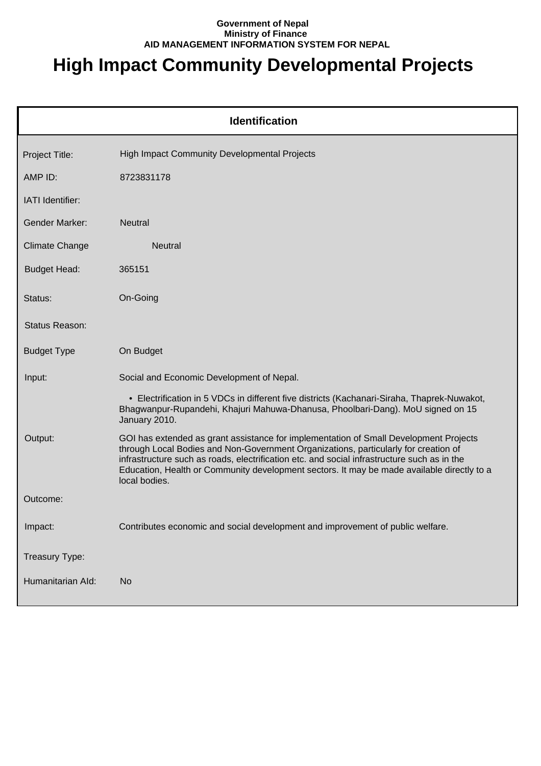**Government of Nepal**
**Ministry of Finance**
**AID MANAGEMENT INFORMATION SYSTEM FOR NEPAL**

# High Impact Community Developmental Projects

## Identification

| Field | Value |
|---|---|
| Project Title: | High Impact Community Developmental Projects |
| AMP ID: | 8723831178 |
| IATI Identifier: | |
| Gender Marker: | Neutral |
| Climate Change | Neutral |
| Budget Head: | 365151 |
| Status: | On-Going |
| Status Reason: | |
| Budget Type | On Budget |
| Input: | Social and Economic Development of Nepal.<br>• Electrification in 5 VDCs in different five districts (Kachanari-Siraha, Thaprek-Nuwakot, Bhagwanpur-Rupandehi, Khajuri Mahuwa-Dhanusa, Phoolbari-Dang). MoU signed on 15 January 2010. |
| Output: | GOI has extended as grant assistance for implementation of Small Development Projects through Local Bodies and Non-Government Organizations, particularly for creation of infrastructure such as roads, electrification etc. and social infrastructure such as in the Education, Health or Community development sectors. It may be made available directly to a local bodies. |
| Outcome: | |
| Impact: | Contributes economic and social development and improvement of public welfare. |
| Treasury Type: | |
| Humanitarian AId: | No |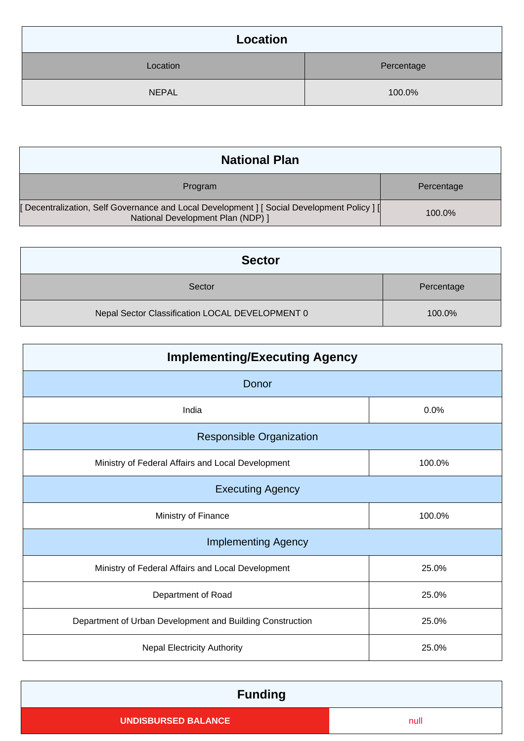| Location | |
|---|---|
| Location | Percentage |
| NEPAL | 100.0% |

| National Plan | |
|---|---|
| Program | Percentage |
| [ Decentralization, Self Governance and Local Development ] [ Social Development Policy ] [ National Development Plan (NDP) ] | 100.0% |

| Sector | |
|---|---|
| Sector | Percentage |
| Nepal Sector Classification LOCAL DEVELOPMENT 0 | 100.0% |

| Implementing/Executing Agency | |
|---|---|
| **Donor** | |
| India | 0.0% |
| **Responsible Organization** | |
| Ministry of Federal Affairs and Local Development | 100.0% |
| **Executing Agency** | |
| Ministry of Finance | 100.0% |
| **Implementing Agency** | |
| Ministry of Federal Affairs and Local Development | 25.0% |
| Department of Road | 25.0% |
| Department of Urban Development and Building Construction | 25.0% |
| Nepal Electricity Authority | 25.0% |

| Funding | |
|---|---|
| UNDISBURSED BALANCE | null |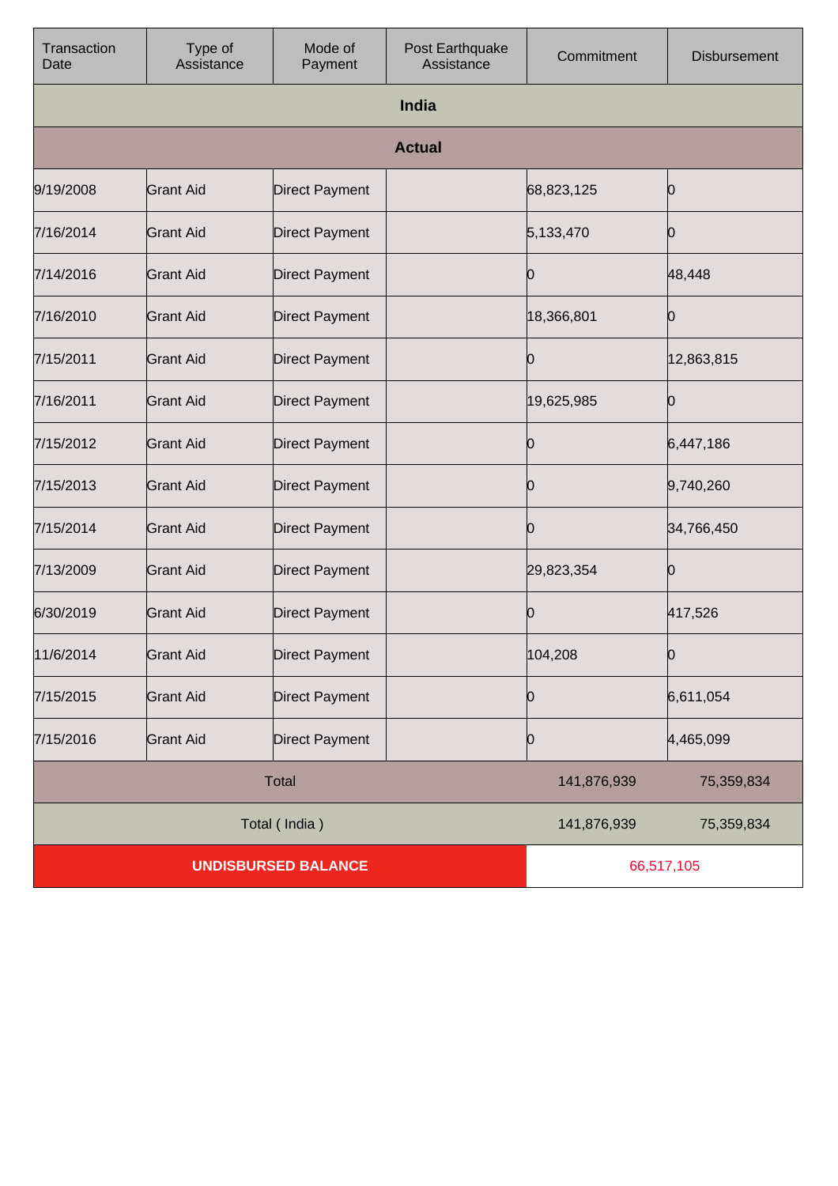| Transaction Date | Type of Assistance | Mode of Payment | Post Earthquake Assistance | Commitment | Disbursement |
|---|---|---|---|---|---|
| **India** | | | | | |
| **Actual** | | | | | |
| 9/19/2008 | Grant Aid | Direct Payment | | 68,823,125 | 0 |
| 7/16/2014 | Grant Aid | Direct Payment | | 5,133,470 | 0 |
| 7/14/2016 | Grant Aid | Direct Payment | | 0 | 48,448 |
| 7/16/2010 | Grant Aid | Direct Payment | | 18,366,801 | 0 |
| 7/15/2011 | Grant Aid | Direct Payment | | 0 | 12,863,815 |
| 7/16/2011 | Grant Aid | Direct Payment | | 19,625,985 | 0 |
| 7/15/2012 | Grant Aid | Direct Payment | | 0 | 6,447,186 |
| 7/15/2013 | Grant Aid | Direct Payment | | 0 | 9,740,260 |
| 7/15/2014 | Grant Aid | Direct Payment | | 0 | 34,766,450 |
| 7/13/2009 | Grant Aid | Direct Payment | | 29,823,354 | 0 |
| 6/30/2019 | Grant Aid | Direct Payment | | 0 | 417,526 |
| 11/6/2014 | Grant Aid | Direct Payment | | 104,208 | 0 |
| 7/15/2015 | Grant Aid | Direct Payment | | 0 | 6,611,054 |
| 7/15/2016 | Grant Aid | Direct Payment | | 0 | 4,465,099 |
| Total | | | | 141,876,939 | 75,359,834 |
| Total ( India ) | | | | 141,876,939 | 75,359,834 |
| **UNDISBURSED BALANCE** | | | | 66,517,105 | |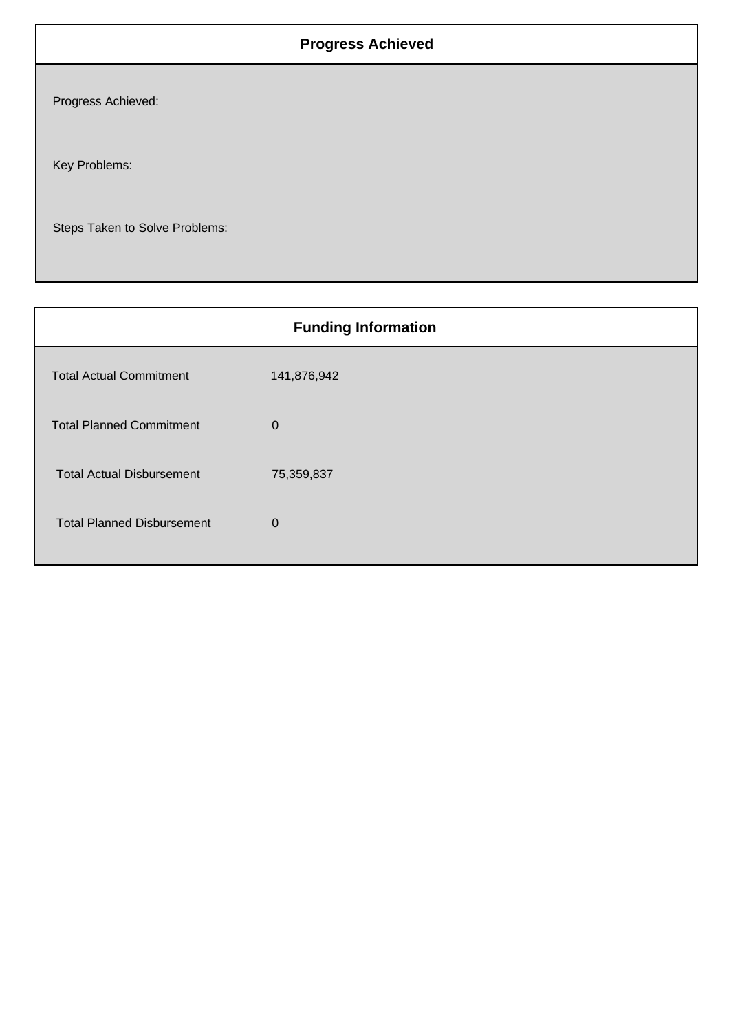## Progress Achieved

Progress Achieved:

Key Problems:

Steps Taken to Solve Problems:

## Funding Information

| | |
|---|---|
| Total Actual Commitment | 141,876,942 |
| Total Planned Commitment | 0 |
| Total Actual Disbursement | 75,359,837 |
| Total Planned Disbursement | 0 |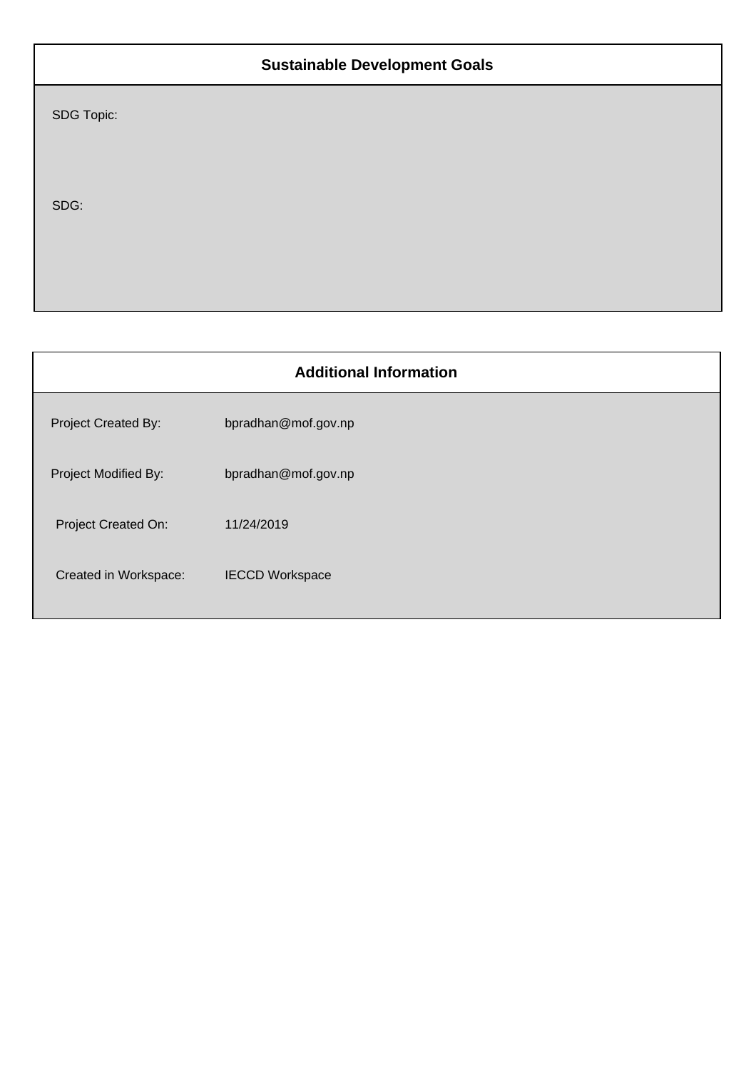## Sustainable Development Goals

SDG Topic:

SDG:

## Additional Information

| | |
|---|---|
| Project Created By: | bpradhan@mof.gov.np |
| Project Modified By: | bpradhan@mof.gov.np |
| Project Created On: | 11/24/2019 |
| Created in Workspace: | IECCD Workspace |